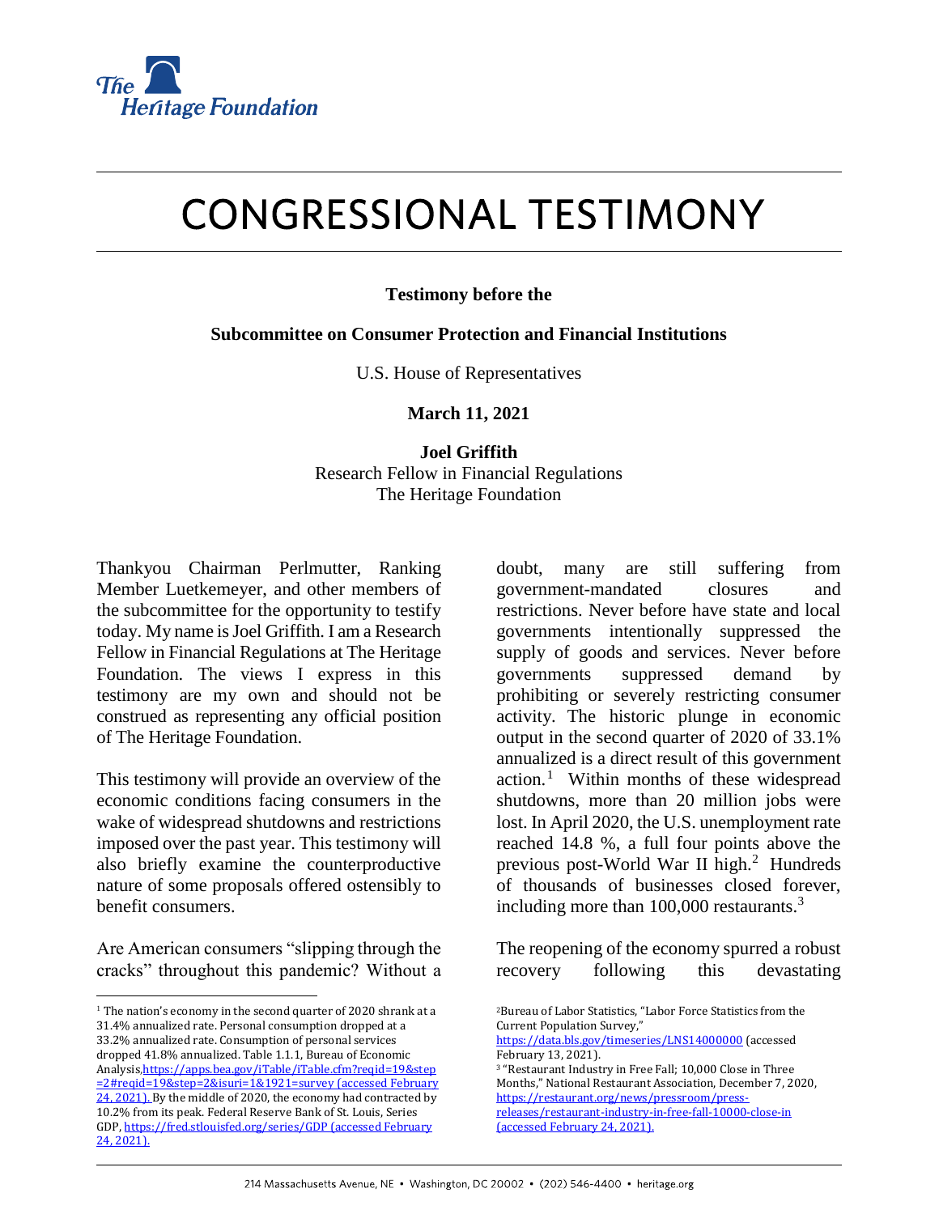# CONGRESSIONAL TESTIMONY

**Testimony before the**

**Subcommittee on Consumer Protection and Financial Institutions**

U.S. House of Representatives

**March 11, 2021**

**Joel Griffith**
Research Fellow in Financial Regulations
The Heritage Foundation

Thankyou Chairman Perlmutter, Ranking Member Luetkemeyer, and other members of the subcommittee for the opportunity to testify today. My name is Joel Griffith. I am a Research Fellow in Financial Regulations at The Heritage Foundation. The views I express in this testimony are my own and should not be construed as representing any official position of The Heritage Foundation.

This testimony will provide an overview of the economic conditions facing consumers in the wake of widespread shutdowns and restrictions imposed over the past year. This testimony will also briefly examine the counterproductive nature of some proposals offered ostensibly to benefit consumers.

Are American consumers "slipping through the cracks" throughout this pandemic? Without a doubt, many are still suffering from government-mandated closures and restrictions. Never before have state and local governments intentionally suppressed the supply of goods and services. Never before governments suppressed demand by prohibiting or severely restricting consumer activity. The historic plunge in economic output in the second quarter of 2020 of 33.1% annualized is a direct result of this government action.[1] Within months of these widespread shutdowns, more than 20 million jobs were lost. In April 2020, the U.S. unemployment rate reached 14.8 %, a full four points above the previous post-World War II high.[2] Hundreds of thousands of businesses closed forever, including more than 100,000 restaurants.[3]

The reopening of the economy spurred a robust recovery following this devastating

---

[1] The nation's economy in the second quarter of 2020 shrank at a 31.4% annualized rate. Personal consumption dropped at a 33.2% annualized rate. Consumption of personal services dropped 41.8% annualized. Table 1.1.1, Bureau of Economic Analysis,https://apps.bea.gov/iTable/iTable.cfm?reqid=19&step=2#reqid=19&step=2&isuri=1&1921=survey (accessed February 24, 2021). By the middle of 2020, the economy had contracted by 10.2% from its peak. Federal Reserve Bank of St. Louis, Series GDP, https://fred.stlouisfed.org/series/GDP (accessed February 24, 2021).

[2] Bureau of Labor Statistics, "Labor Force Statistics from the Current Population Survey," https://data.bls.gov/timeseries/LNS14000000 (accessed February 13, 2021).

[3] "Restaurant Industry in Free Fall; 10,000 Close in Three Months," National Restaurant Association, December 7, 2020, https://restaurant.org/news/pressroom/press-releases/restaurant-industry-in-free-fall-10000-close-in (accessed February 24, 2021).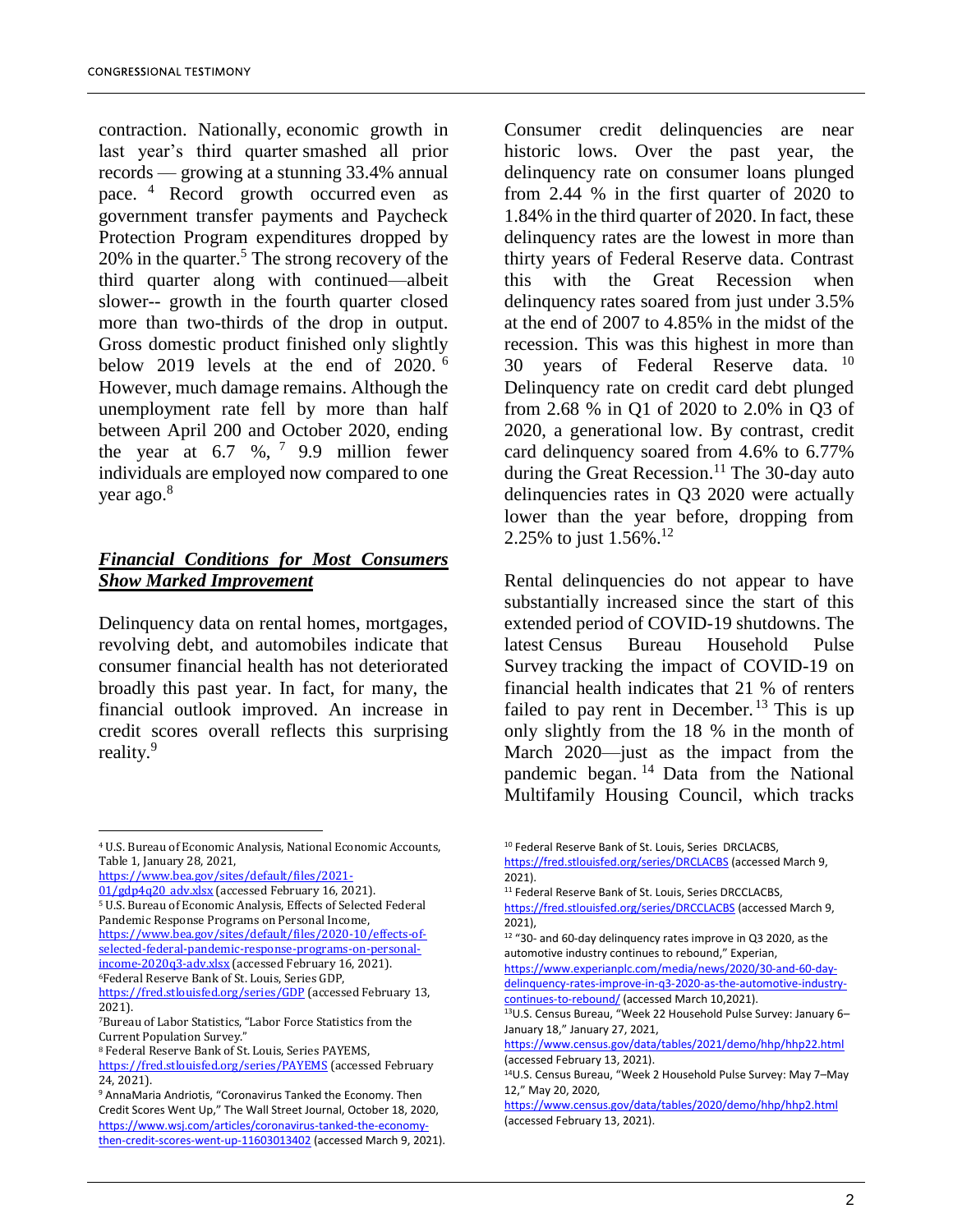contraction. Nationally, economic growth in last year's third quarter smashed all prior records — growing at a stunning 33.4% annual pace. [4] Record growth occurred even as government transfer payments and Paycheck Protection Program expenditures dropped by 20% in the quarter.[5] The strong recovery of the third quarter along with continued—albeit slower-- growth in the fourth quarter closed more than two-thirds of the drop in output. Gross domestic product finished only slightly below 2019 levels at the end of 2020. [6] However, much damage remains. Although the unemployment rate fell by more than half between April 200 and October 2020, ending the year at 6.7 %, [7] 9.9 million fewer individuals are employed now compared to one year ago.[8]

## ***Financial Conditions for Most Consumers Show Marked Improvement***

Delinquency data on rental homes, mortgages, revolving debt, and automobiles indicate that consumer financial health has not deteriorated broadly this past year. In fact, for many, the financial outlook improved. An increase in credit scores overall reflects this surprising reality.[9]

Consumer credit delinquencies are near historic lows. Over the past year, the delinquency rate on consumer loans plunged from 2.44 % in the first quarter of 2020 to 1.84% in the third quarter of 2020. In fact, these delinquency rates are the lowest in more than thirty years of Federal Reserve data. Contrast this with the Great Recession when delinquency rates soared from just under 3.5% at the end of 2007 to 4.85% in the midst of the recession. This was this highest in more than 30 years of Federal Reserve data. [10] Delinquency rate on credit card debt plunged from 2.68 % in Q1 of 2020 to 2.0% in Q3 of 2020, a generational low. By contrast, credit card delinquency soared from 4.6% to 6.77% during the Great Recession.[11] The 30-day auto delinquencies rates in Q3 2020 were actually lower than the year before, dropping from 2.25% to just 1.56%.[12]

Rental delinquencies do not appear to have substantially increased since the start of this extended period of COVID-19 shutdowns. The latest Census Bureau Household Pulse Survey tracking the impact of COVID-19 on financial health indicates that 21 % of renters failed to pay rent in December.[13] This is up only slightly from the 18 % in the month of March 2020—just as the impact from the pandemic began. [14] Data from the National Multifamily Housing Council, which tracks

---

[4] U.S. Bureau of Economic Analysis, National Economic Accounts, Table 1, January 28, 2021, https://www.bea.gov/sites/default/files/2021-01/gdp4q20_adv.xlsx (accessed February 16, 2021).

[5] U.S. Bureau of Economic Analysis, Effects of Selected Federal Pandemic Response Programs on Personal Income, https://www.bea.gov/sites/default/files/2020-10/effects-of-selected-federal-pandemic-response-programs-on-personal-income-2020q3-adv.xlsx (accessed February 16, 2021).

[6] Federal Reserve Bank of St. Louis, Series GDP, https://fred.stlouisfed.org/series/GDP (accessed February 13, 2021).

[7] Bureau of Labor Statistics, "Labor Force Statistics from the Current Population Survey."

[8] Federal Reserve Bank of St. Louis, Series PAYEMS, https://fred.stlouisfed.org/series/PAYEMS (accessed February 24, 2021).

[9] AnnaMaria Andriotis, "Coronavirus Tanked the Economy. Then Credit Scores Went Up," The Wall Street Journal, October 18, 2020, https://www.wsj.com/articles/coronavirus-tanked-the-economy-then-credit-scores-went-up-11603013402 (accessed March 9, 2021).

[10] Federal Reserve Bank of St. Louis, Series DRCLACBS, https://fred.stlouisfed.org/series/DRCLACBS (accessed March 9, 2021).

[11] Federal Reserve Bank of St. Louis, Series DRCCLACBS, https://fred.stlouisfed.org/series/DRCCLACBS (accessed March 9, 2021),

[12] "30- and 60-day delinquency rates improve in Q3 2020, as the automotive industry continues to rebound," Experian, https://www.experianplc.com/media/news/2020/30-and-60-day-delinquency-rates-improve-in-q3-2020-as-the-automotive-industry-continues-to-rebound/ (accessed March 10,2021).

[13] U.S. Census Bureau, "Week 22 Household Pulse Survey: January 6–January 18," January 27, 2021, https://www.census.gov/data/tables/2021/demo/hhp/hhp22.html (accessed February 13, 2021).

[14] U.S. Census Bureau, "Week 2 Household Pulse Survey: May 7–May 12," May 20, 2020, https://www.census.gov/data/tables/2020/demo/hhp/hhp2.html (accessed February 13, 2021).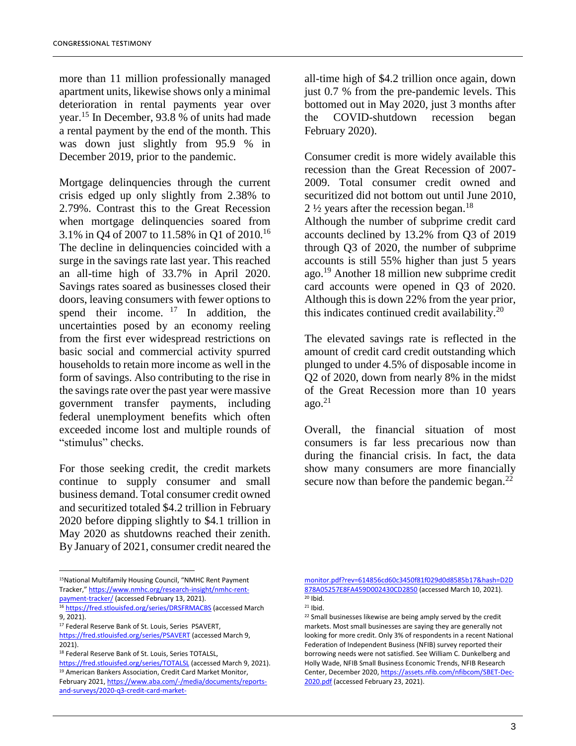more than 11 million professionally managed apartment units, likewise shows only a minimal deterioration in rental payments year over year.[15] In December, 93.8 % of units had made a rental payment by the end of the month. This was down just slightly from 95.9 % in December 2019, prior to the pandemic.

Mortgage delinquencies through the current crisis edged up only slightly from 2.38% to 2.79%. Contrast this to the Great Recession when mortgage delinquencies soared from 3.1% in Q4 of 2007 to 11.58% in Q1 of 2010.[16] The decline in delinquencies coincided with a surge in the savings rate last year. This reached an all-time high of 33.7% in April 2020. Savings rates soared as businesses closed their doors, leaving consumers with fewer options to spend their income. [17] In addition, the uncertainties posed by an economy reeling from the first ever widespread restrictions on basic social and commercial activity spurred households to retain more income as well in the form of savings. Also contributing to the rise in the savings rate over the past year were massive government transfer payments, including federal unemployment benefits which often exceeded income lost and multiple rounds of "stimulus" checks.

For those seeking credit, the credit markets continue to supply consumer and small business demand. Total consumer credit owned and securitized totaled $4.2 trillion in February 2020 before dipping slightly to $4.1 trillion in May 2020 as shutdowns reached their zenith. By January of 2021, consumer credit neared the all-time high of $4.2 trillion once again, down just 0.7 % from the pre-pandemic levels. This bottomed out in May 2020, just 3 months after the COVID-shutdown recession began February 2020).

Consumer credit is more widely available this recession than the Great Recession of 2007-2009. Total consumer credit owned and securitized did not bottom out until June 2010, 2 ½ years after the recession began.[18]
Although the number of subprime credit card accounts declined by 13.2% from Q3 of 2019 through Q3 of 2020, the number of subprime accounts is still 55% higher than just 5 years ago.[19] Another 18 million new subprime credit card accounts were opened in Q3 of 2020. Although this is down 22% from the year prior, this indicates continued credit availability.[20]

The elevated savings rate is reflected in the amount of credit card credit outstanding which plunged to under 4.5% of disposable income in Q2 of 2020, down from nearly 8% in the midst of the Great Recession more than 10 years ago.[21]

Overall, the financial situation of most consumers is far less precarious now than during the financial crisis. In fact, the data show many consumers are more financially secure now than before the pandemic began.[22]

---

[15] National Multifamily Housing Council, "NMHC Rent Payment Tracker," https://www.nmhc.org/research-insight/nmhc-rent-payment-tracker/ (accessed February 13, 2021).

[16] https://fred.stlouisfed.org/series/DRSFRMACBS (accessed March 9, 2021).

[17] Federal Reserve Bank of St. Louis, Series PSAVERT, https://fred.stlouisfed.org/series/PSAVERT (accessed March 9, 2021).

[18] Federal Reserve Bank of St. Louis, Series TOTALSL, https://fred.stlouisfed.org/series/TOTALSL (accessed March 9, 2021).

[19] American Bankers Association, Credit Card Market Monitor, February 2021, https://www.aba.com/-/media/documents/reports-and-surveys/2020-q3-credit-card-market-monitor.pdf?rev=614856cd60c3450f81f029d0d8585b17&hash=D2D878A05257E8FA459D002430CD2850 (accessed March 10, 2021).

[20] Ibid.

[21] Ibid.

[22] Small businesses likewise are being amply served by the credit markets. Most small businesses are saying they are generally not looking for more credit. Only 3% of respondents in a recent National Federation of Independent Business (NFIB) survey reported their borrowing needs were not satisfied. See William C. Dunkelberg and Holly Wade, NFIB Small Business Economic Trends, NFIB Research Center, December 2020, https://assets.nfib.com/nfibcom/SBET-Dec-2020.pdf (accessed February 23, 2021).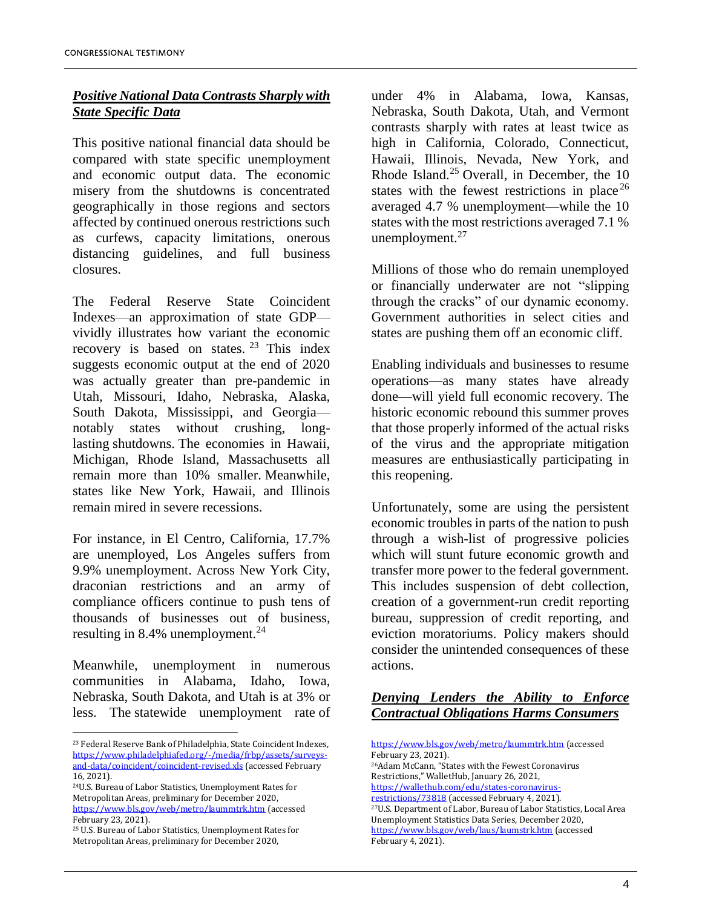***Positive National Data Contrasts Sharply with State Specific Data***

This positive national financial data should be compared with state specific unemployment and economic output data. The economic misery from the shutdowns is concentrated geographically in those regions and sectors affected by continued onerous restrictions such as curfews, capacity limitations, onerous distancing guidelines, and full business closures.

The Federal Reserve State Coincident Indexes—an approximation of state GDP—vividly illustrates how variant the economic recovery is based on states. [23] This index suggests economic output at the end of 2020 was actually greater than pre-pandemic in Utah, Missouri, Idaho, Nebraska, Alaska, South Dakota, Mississippi, and Georgia—notably states without crushing, long-lasting shutdowns. The economies in Hawaii, Michigan, Rhode Island, Massachusetts all remain more than 10% smaller. Meanwhile, states like New York, Hawaii, and Illinois remain mired in severe recessions.

For instance, in El Centro, California, 17.7% are unemployed, Los Angeles suffers from 9.9% unemployment. Across New York City, draconian restrictions and an army of compliance officers continue to push tens of thousands of businesses out of business, resulting in 8.4% unemployment.[24]

Meanwhile, unemployment in numerous communities in Alabama, Idaho, Iowa, Nebraska, South Dakota, and Utah is at 3% or less. The statewide unemployment rate of under 4% in Alabama, Iowa, Kansas, Nebraska, South Dakota, Utah, and Vermont contrasts sharply with rates at least twice as high in California, Colorado, Connecticut, Hawaii, Illinois, Nevada, New York, and Rhode Island.[25] Overall, in December, the 10 states with the fewest restrictions in place[26] averaged 4.7 % unemployment—while the 10 states with the most restrictions averaged 7.1 % unemployment.[27]

Millions of those who do remain unemployed or financially underwater are not "slipping through the cracks" of our dynamic economy. Government authorities in select cities and states are pushing them off an economic cliff.

Enabling individuals and businesses to resume operations—as many states have already done—will yield full economic recovery. The historic economic rebound this summer proves that those properly informed of the actual risks of the virus and the appropriate mitigation measures are enthusiastically participating in this reopening.

Unfortunately, some are using the persistent economic troubles in parts of the nation to push through a wish-list of progressive policies which will stunt future economic growth and transfer more power to the federal government. This includes suspension of debt collection, creation of a government-run credit reporting bureau, suppression of credit reporting, and eviction moratoriums. Policy makers should consider the unintended consequences of these actions.

***Denying Lenders the Ability to Enforce Contractual Obligations Harms Consumers***

---

[23] Federal Reserve Bank of Philadelphia, State Coincident Indexes, https://www.philadelphiafed.org/-/media/frbp/assets/surveys-and-data/coincident/coincident-revised.xls (accessed February 16, 2021).

[24] U.S. Bureau of Labor Statistics, Unemployment Rates for Metropolitan Areas, preliminary for December 2020, https://www.bls.gov/web/metro/laummtrk.htm (accessed February 23, 2021).

[25] U.S. Bureau of Labor Statistics, Unemployment Rates for Metropolitan Areas, preliminary for December 2020, https://www.bls.gov/web/metro/laummtrk.htm (accessed February 23, 2021).

[26] Adam McCann, "States with the Fewest Coronavirus Restrictions," WalletHub, January 26, 2021, https://wallethub.com/edu/states-coronavirus-restrictions/73818 (accessed February 4, 2021).

[27] U.S. Department of Labor, Bureau of Labor Statistics, Local Area Unemployment Statistics Data Series, December 2020, https://www.bls.gov/web/laus/laumstrk.htm (accessed February 4, 2021).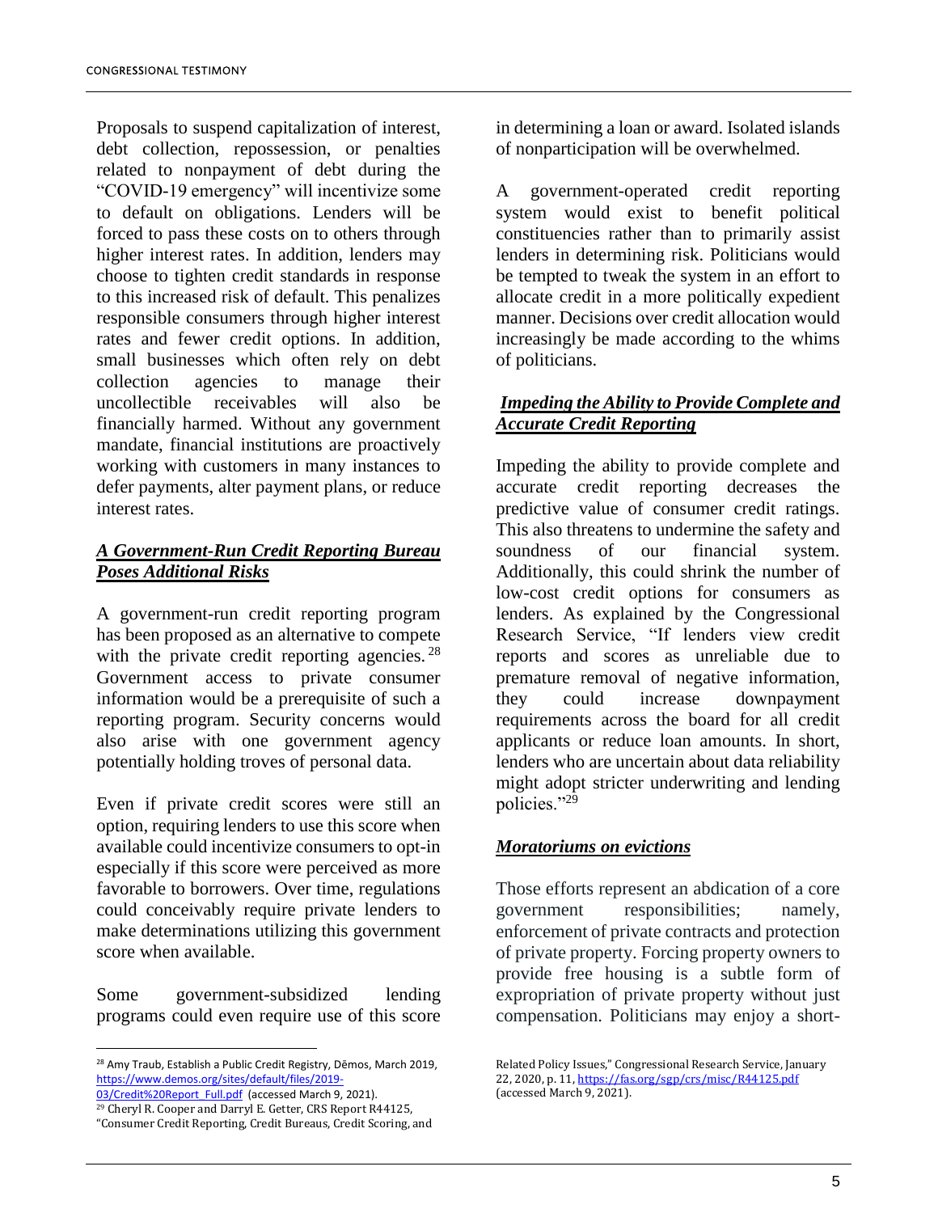Proposals to suspend capitalization of interest, debt collection, repossession, or penalties related to nonpayment of debt during the "COVID-19 emergency" will incentivize some to default on obligations. Lenders will be forced to pass these costs on to others through higher interest rates. In addition, lenders may choose to tighten credit standards in response to this increased risk of default. This penalizes responsible consumers through higher interest rates and fewer credit options. In addition, small businesses which often rely on debt collection agencies to manage their uncollectible receivables will also be financially harmed. Without any government mandate, financial institutions are proactively working with customers in many instances to defer payments, alter payment plans, or reduce interest rates.

### *A Government-Run Credit Reporting Bureau Poses Additional Risks*

A government-run credit reporting program has been proposed as an alternative to compete with the private credit reporting agencies.[28] Government access to private consumer information would be a prerequisite of such a reporting program. Security concerns would also arise with one government agency potentially holding troves of personal data.

Even if private credit scores were still an option, requiring lenders to use this score when available could incentivize consumers to opt-in especially if this score were perceived as more favorable to borrowers. Over time, regulations could conceivably require private lenders to make determinations utilizing this government score when available.

Some government-subsidized lending programs could even require use of this score in determining a loan or award. Isolated islands of nonparticipation will be overwhelmed.

A government-operated credit reporting system would exist to benefit political constituencies rather than to primarily assist lenders in determining risk. Politicians would be tempted to tweak the system in an effort to allocate credit in a more politically expedient manner. Decisions over credit allocation would increasingly be made according to the whims of politicians.

### *Impeding the Ability to Provide Complete and Accurate Credit Reporting*

Impeding the ability to provide complete and accurate credit reporting decreases the predictive value of consumer credit ratings. This also threatens to undermine the safety and soundness of our financial system. Additionally, this could shrink the number of low-cost credit options for consumers as lenders. As explained by the Congressional Research Service, "If lenders view credit reports and scores as unreliable due to premature removal of negative information, they could increase downpayment requirements across the board for all credit applicants or reduce loan amounts. In short, lenders who are uncertain about data reliability might adopt stricter underwriting and lending policies."[29]

### *Moratoriums on evictions*

Those efforts represent an abdication of a core government responsibilities; namely, enforcement of private contracts and protection of private property. Forcing property owners to provide free housing is a subtle form of expropriation of private property without just compensation. Politicians may enjoy a short-

---

[28] Amy Traub, Establish a Public Credit Registry, Dēmos, March 2019, https://www.demos.org/sites/default/files/2019-03/Credit%20Report_Full.pdf (accessed March 9, 2021).

[29] Cheryl R. Cooper and Darryl E. Getter, CRS Report R44125, "Consumer Credit Reporting, Credit Bureaus, Credit Scoring, and Related Policy Issues," Congressional Research Service, January 22, 2020, p. 11, https://fas.org/sgp/crs/misc/R44125.pdf (accessed March 9, 2021).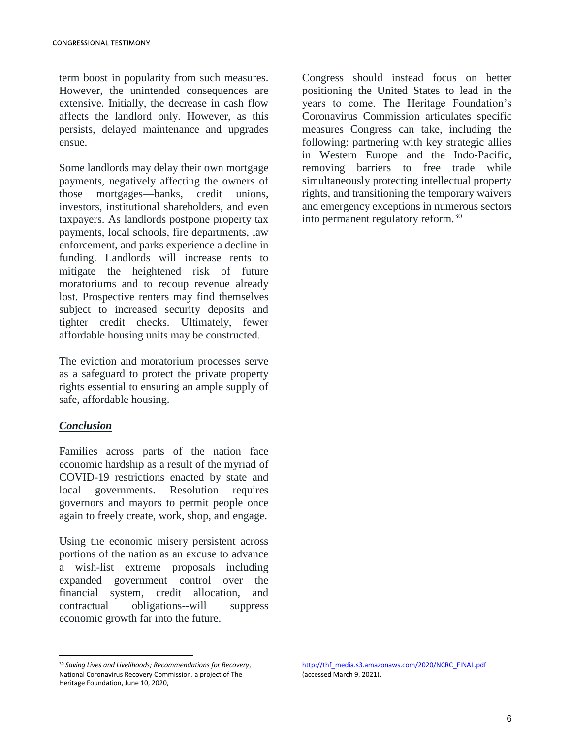term boost in popularity from such measures. However, the unintended consequences are extensive. Initially, the decrease in cash flow affects the landlord only. However, as this persists, delayed maintenance and upgrades ensue.

Some landlords may delay their own mortgage payments, negatively affecting the owners of those mortgages—banks, credit unions, investors, institutional shareholders, and even taxpayers. As landlords postpone property tax payments, local schools, fire departments, law enforcement, and parks experience a decline in funding. Landlords will increase rents to mitigate the heightened risk of future moratoriums and to recoup revenue already lost. Prospective renters may find themselves subject to increased security deposits and tighter credit checks. Ultimately, fewer affordable housing units may be constructed.

The eviction and moratorium processes serve as a safeguard to protect the private property rights essential to ensuring an ample supply of safe, affordable housing.

## ***Conclusion***

Families across parts of the nation face economic hardship as a result of the myriad of COVID-19 restrictions enacted by state and local governments. Resolution requires governors and mayors to permit people once again to freely create, work, shop, and engage.

Using the economic misery persistent across portions of the nation as an excuse to advance a wish-list extreme proposals—including expanded government control over the financial system, credit allocation, and contractual obligations--will suppress economic growth far into the future.

Congress should instead focus on better positioning the United States to lead in the years to come. The Heritage Foundation's Coronavirus Commission articulates specific measures Congress can take, including the following: partnering with key strategic allies in Western Europe and the Indo-Pacific, removing barriers to free trade while simultaneously protecting intellectual property rights, and transitioning the temporary waivers and emergency exceptions in numerous sectors into permanent regulatory reform.[30]

---

[30] *Saving Lives and Livelihoods; Recommendations for Recovery*, National Coronavirus Recovery Commission, a project of The Heritage Foundation, June 10, 2020, http://thf_media.s3.amazonaws.com/2020/NCRC_FINAL.pdf (accessed March 9, 2021).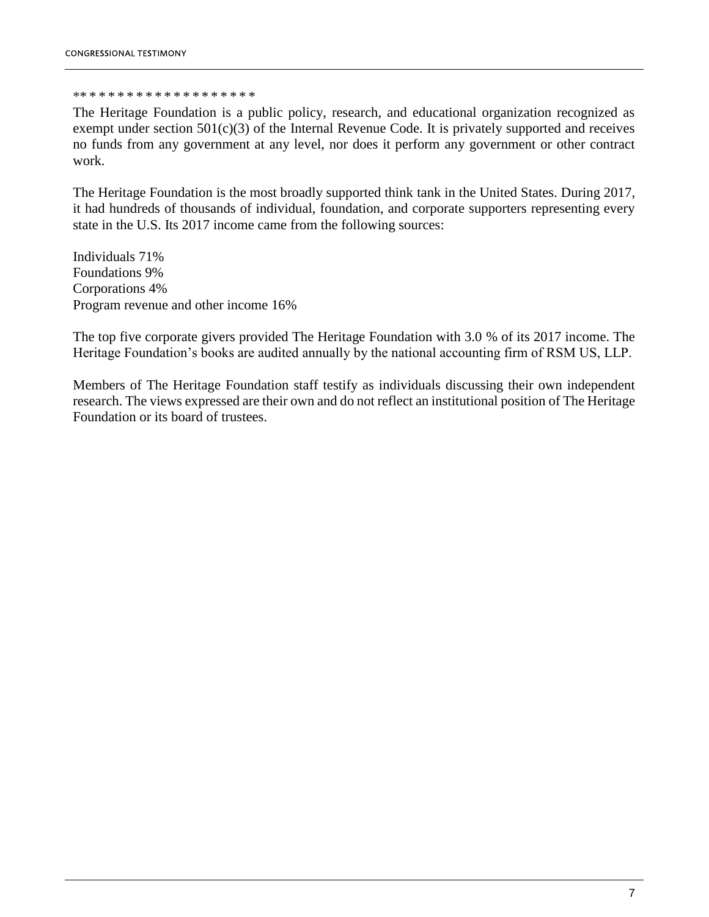*******************

The Heritage Foundation is a public policy, research, and educational organization recognized as exempt under section 501(c)(3) of the Internal Revenue Code. It is privately supported and receives no funds from any government at any level, nor does it perform any government or other contract work.

The Heritage Foundation is the most broadly supported think tank in the United States. During 2017, it had hundreds of thousands of individual, foundation, and corporate supporters representing every state in the U.S. Its 2017 income came from the following sources:

Individuals 71%
Foundations 9%
Corporations 4%
Program revenue and other income 16%

The top five corporate givers provided The Heritage Foundation with 3.0 % of its 2017 income. The Heritage Foundation's books are audited annually by the national accounting firm of RSM US, LLP.

Members of The Heritage Foundation staff testify as individuals discussing their own independent research. The views expressed are their own and do not reflect an institutional position of The Heritage Foundation or its board of trustees.